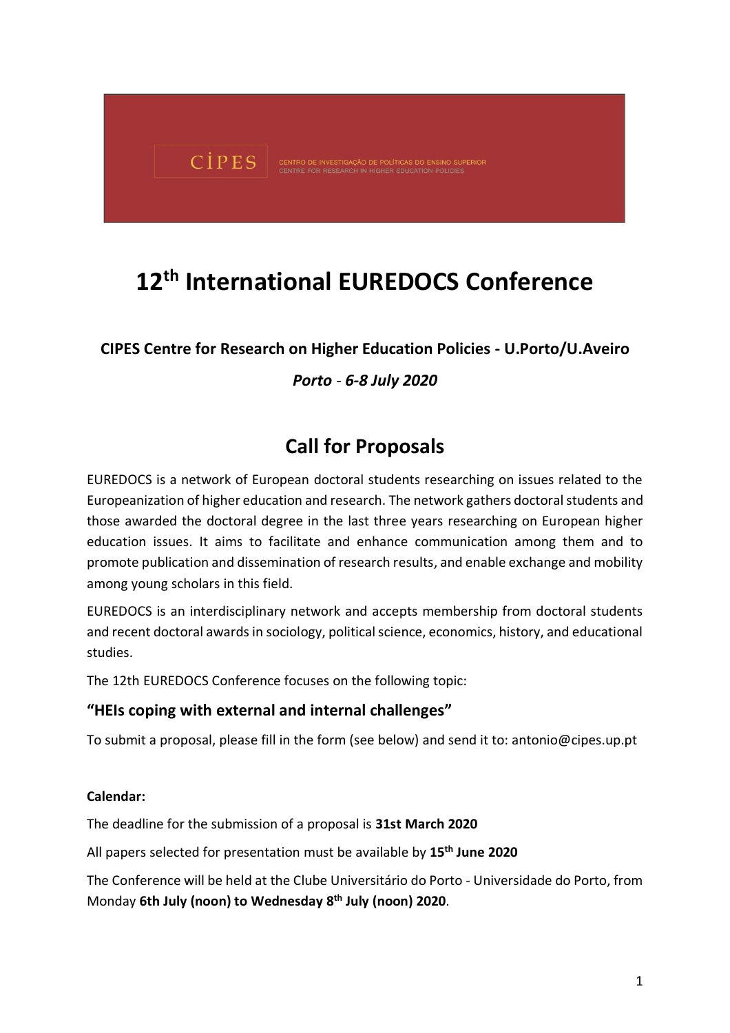CIPES CENTRO DE INVESTIGAÇÃO DE POLÍTICAS DO ENSINO SUPERIOR
CENTRE FOR RESEARCH IN HIGHER EDUCATION POLICIES

# 12th International EUREDOCS Conference

**CIPES Centre for Research on Higher Education Policies - U.Porto/U.Aveiro**

***Porto - 6-8 July 2020***

## Call for Proposals

EUREDOCS is a network of European doctoral students researching on issues related to the Europeanization of higher education and research. The network gathers doctoral students and those awarded the doctoral degree in the last three years researching on European higher education issues. It aims to facilitate and enhance communication among them and to promote publication and dissemination of research results, and enable exchange and mobility among young scholars in this field.

EUREDOCS is an interdisciplinary network and accepts membership from doctoral students and recent doctoral awards in sociology, political science, economics, history, and educational studies.

The 12th EUREDOCS Conference focuses on the following topic:

### "HEIs coping with external and internal challenges"

To submit a proposal, please fill in the form (see below) and send it to: antonio@cipes.up.pt

**Calendar:**

The deadline for the submission of a proposal is **31st March 2020**

All papers selected for presentation must be available by **15th June 2020**

The Conference will be held at the Clube Universitário do Porto - Universidade do Porto, from Monday **6th July (noon) to Wednesday 8th July (noon) 2020**.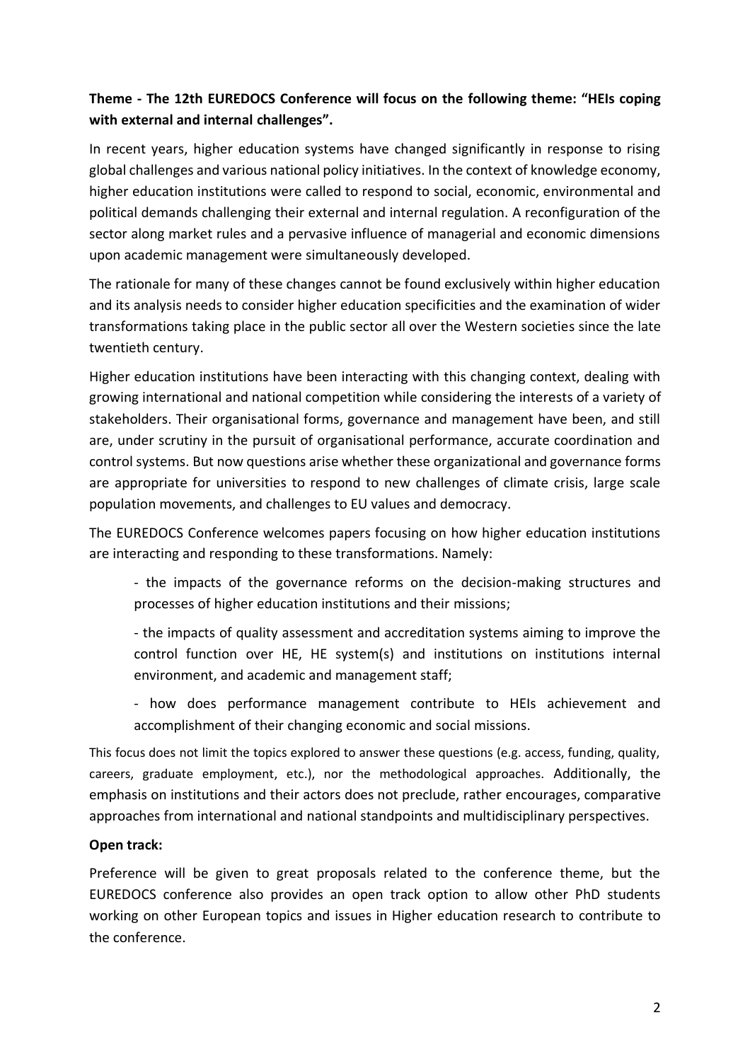**Theme - The 12th EUREDOCS Conference will focus on the following theme: "HEIs coping with external and internal challenges".**

In recent years, higher education systems have changed significantly in response to rising global challenges and various national policy initiatives. In the context of knowledge economy, higher education institutions were called to respond to social, economic, environmental and political demands challenging their external and internal regulation. A reconfiguration of the sector along market rules and a pervasive influence of managerial and economic dimensions upon academic management were simultaneously developed.

The rationale for many of these changes cannot be found exclusively within higher education and its analysis needs to consider higher education specificities and the examination of wider transformations taking place in the public sector all over the Western societies since the late twentieth century.

Higher education institutions have been interacting with this changing context, dealing with growing international and national competition while considering the interests of a variety of stakeholders. Their organisational forms, governance and management have been, and still are, under scrutiny in the pursuit of organisational performance, accurate coordination and control systems. But now questions arise whether these organizational and governance forms are appropriate for universities to respond to new challenges of climate crisis, large scale population movements, and challenges to EU values and democracy.

The EUREDOCS Conference welcomes papers focusing on how higher education institutions are interacting and responding to these transformations. Namely:

- the impacts of the governance reforms on the decision-making structures and processes of higher education institutions and their missions;

- the impacts of quality assessment and accreditation systems aiming to improve the control function over HE, HE system(s) and institutions on institutions internal environment, and academic and management staff;

- how does performance management contribute to HEIs achievement and accomplishment of their changing economic and social missions.

This focus does not limit the topics explored to answer these questions (e.g. access, funding, quality, careers, graduate employment, etc.), nor the methodological approaches. Additionally, the emphasis on institutions and their actors does not preclude, rather encourages, comparative approaches from international and national standpoints and multidisciplinary perspectives.

**Open track:**

Preference will be given to great proposals related to the conference theme, but the EUREDOCS conference also provides an open track option to allow other PhD students working on other European topics and issues in Higher education research to contribute to the conference.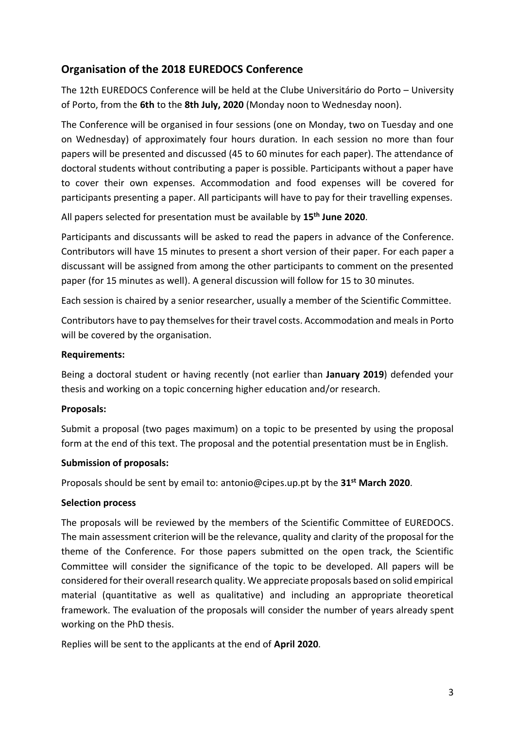## Organisation of the 2018 EUREDOCS Conference

The 12th EUREDOCS Conference will be held at the Clube Universitário do Porto – University of Porto, from the **6th** to the **8th July, 2020** (Monday noon to Wednesday noon).

The Conference will be organised in four sessions (one on Monday, two on Tuesday and one on Wednesday) of approximately four hours duration. In each session no more than four papers will be presented and discussed (45 to 60 minutes for each paper). The attendance of doctoral students without contributing a paper is possible. Participants without a paper have to cover their own expenses. Accommodation and food expenses will be covered for participants presenting a paper. All participants will have to pay for their travelling expenses.

All papers selected for presentation must be available by **15th June 2020**.

Participants and discussants will be asked to read the papers in advance of the Conference. Contributors will have 15 minutes to present a short version of their paper. For each paper a discussant will be assigned from among the other participants to comment on the presented paper (for 15 minutes as well). A general discussion will follow for 15 to 30 minutes.

Each session is chaired by a senior researcher, usually a member of the Scientific Committee.

Contributors have to pay themselves for their travel costs. Accommodation and meals in Porto will be covered by the organisation.

**Requirements:**

Being a doctoral student or having recently (not earlier than **January 2019**) defended your thesis and working on a topic concerning higher education and/or research.

**Proposals:**

Submit a proposal (two pages maximum) on a topic to be presented by using the proposal form at the end of this text. The proposal and the potential presentation must be in English.

**Submission of proposals:**

Proposals should be sent by email to: antonio@cipes.up.pt by the **31st March 2020**.

**Selection process**

The proposals will be reviewed by the members of the Scientific Committee of EUREDOCS. The main assessment criterion will be the relevance, quality and clarity of the proposal for the theme of the Conference. For those papers submitted on the open track, the Scientific Committee will consider the significance of the topic to be developed. All papers will be considered for their overall research quality. We appreciate proposals based on solid empirical material (quantitative as well as qualitative) and including an appropriate theoretical framework. The evaluation of the proposals will consider the number of years already spent working on the PhD thesis.

Replies will be sent to the applicants at the end of **April 2020**.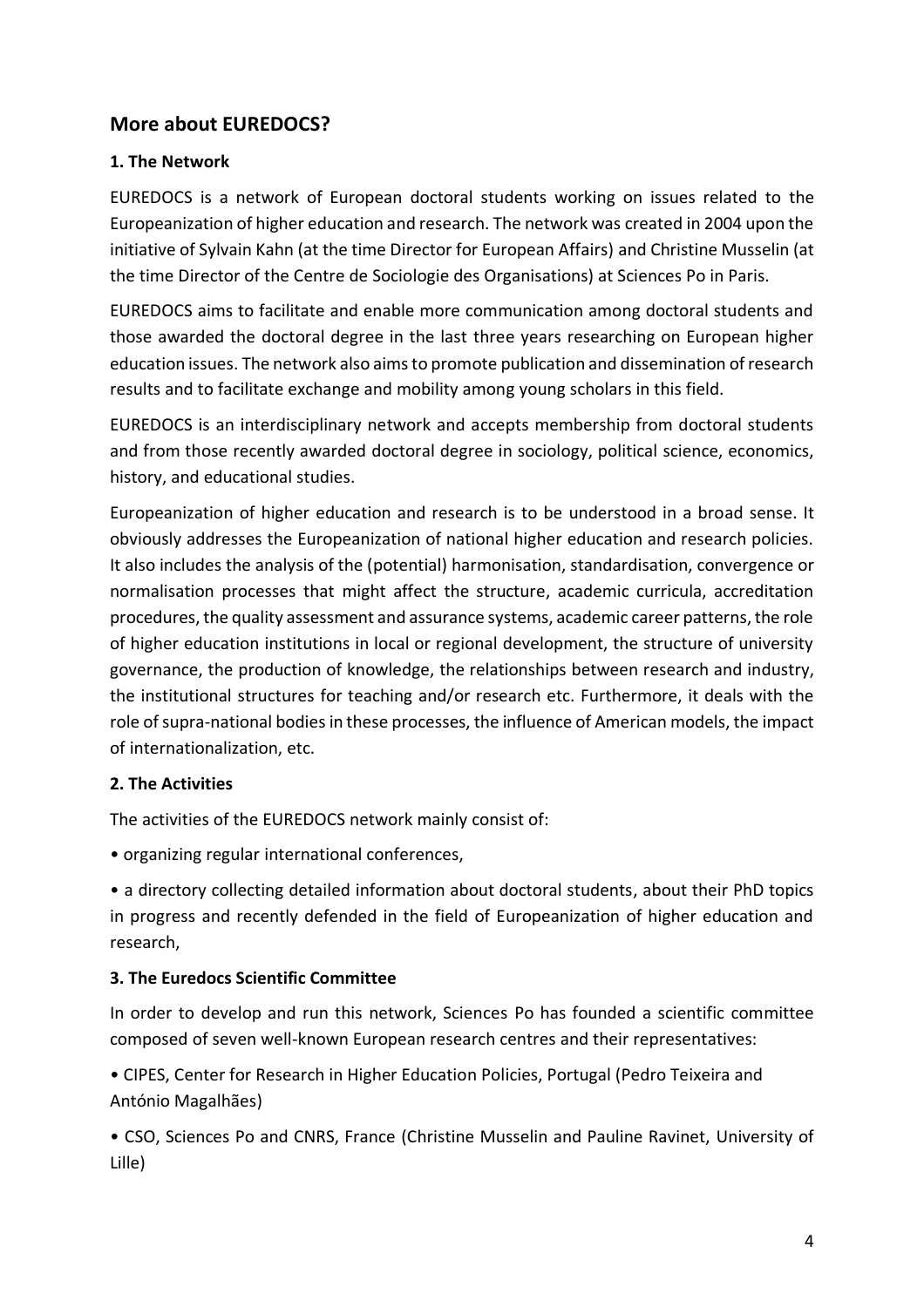## More about EUREDOCS?

### 1. The Network

EUREDOCS is a network of European doctoral students working on issues related to the Europeanization of higher education and research. The network was created in 2004 upon the initiative of Sylvain Kahn (at the time Director for European Affairs) and Christine Musselin (at the time Director of the Centre de Sociologie des Organisations) at Sciences Po in Paris.

EUREDOCS aims to facilitate and enable more communication among doctoral students and those awarded the doctoral degree in the last three years researching on European higher education issues. The network also aims to promote publication and dissemination of research results and to facilitate exchange and mobility among young scholars in this field.

EUREDOCS is an interdisciplinary network and accepts membership from doctoral students and from those recently awarded doctoral degree in sociology, political science, economics, history, and educational studies.

Europeanization of higher education and research is to be understood in a broad sense. It obviously addresses the Europeanization of national higher education and research policies. It also includes the analysis of the (potential) harmonisation, standardisation, convergence or normalisation processes that might affect the structure, academic curricula, accreditation procedures, the quality assessment and assurance systems, academic career patterns, the role of higher education institutions in local or regional development, the structure of university governance, the production of knowledge, the relationships between research and industry, the institutional structures for teaching and/or research etc. Furthermore, it deals with the role of supra-national bodies in these processes, the influence of American models, the impact of internationalization, etc.

### 2. The Activities

The activities of the EUREDOCS network mainly consist of:

- organizing regular international conferences,
- a directory collecting detailed information about doctoral students, about their PhD topics in progress and recently defended in the field of Europeanization of higher education and research,

### 3. The Euredocs Scientific Committee

In order to develop and run this network, Sciences Po has founded a scientific committee composed of seven well-known European research centres and their representatives:

- CIPES, Center for Research in Higher Education Policies, Portugal (Pedro Teixeira and António Magalhães)
- CSO, Sciences Po and CNRS, France (Christine Musselin and Pauline Ravinet, University of Lille)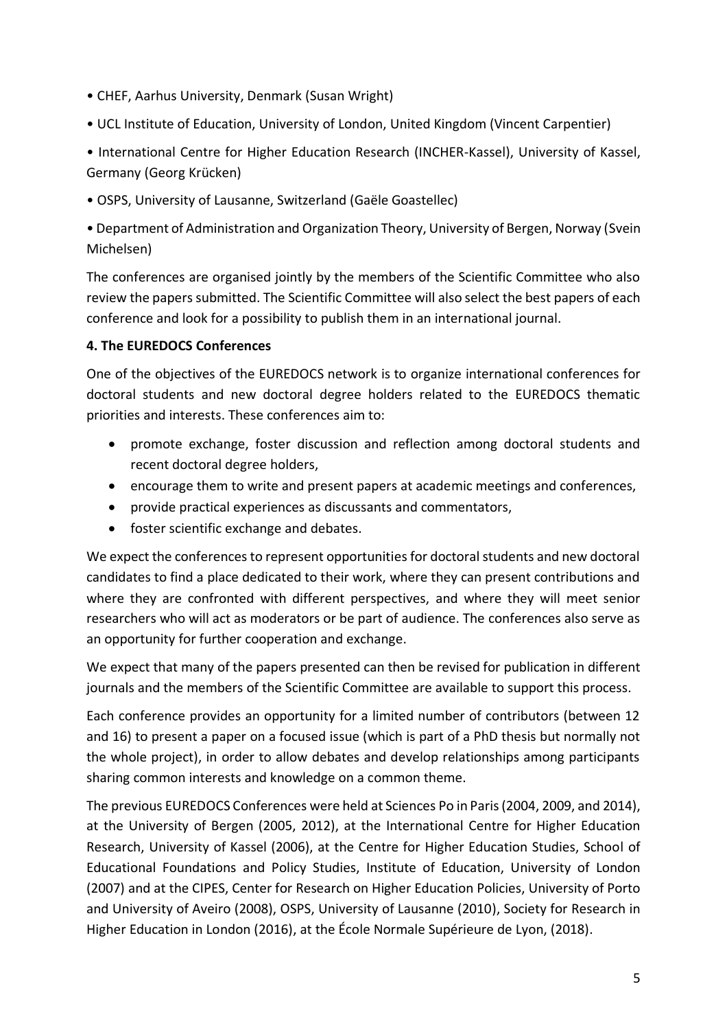- CHEF, Aarhus University, Denmark (Susan Wright)
- UCL Institute of Education, University of London, United Kingdom (Vincent Carpentier)
- International Centre for Higher Education Research (INCHER-Kassel), University of Kassel, Germany (Georg Krücken)
- OSPS, University of Lausanne, Switzerland (Gaële Goastellec)
- Department of Administration and Organization Theory, University of Bergen, Norway (Svein Michelsen)

The conferences are organised jointly by the members of the Scientific Committee who also review the papers submitted. The Scientific Committee will also select the best papers of each conference and look for a possibility to publish them in an international journal.

**4. The EUREDOCS Conferences**

One of the objectives of the EUREDOCS network is to organize international conferences for doctoral students and new doctoral degree holders related to the EUREDOCS thematic priorities and interests. These conferences aim to:

- promote exchange, foster discussion and reflection among doctoral students and recent doctoral degree holders,
- encourage them to write and present papers at academic meetings and conferences,
- provide practical experiences as discussants and commentators,
- foster scientific exchange and debates.

We expect the conferences to represent opportunities for doctoral students and new doctoral candidates to find a place dedicated to their work, where they can present contributions and where they are confronted with different perspectives, and where they will meet senior researchers who will act as moderators or be part of audience. The conferences also serve as an opportunity for further cooperation and exchange.

We expect that many of the papers presented can then be revised for publication in different journals and the members of the Scientific Committee are available to support this process.

Each conference provides an opportunity for a limited number of contributors (between 12 and 16) to present a paper on a focused issue (which is part of a PhD thesis but normally not the whole project), in order to allow debates and develop relationships among participants sharing common interests and knowledge on a common theme.

The previous EUREDOCS Conferences were held at Sciences Po in Paris (2004, 2009, and 2014), at the University of Bergen (2005, 2012), at the International Centre for Higher Education Research, University of Kassel (2006), at the Centre for Higher Education Studies, School of Educational Foundations and Policy Studies, Institute of Education, University of London (2007) and at the CIPES, Center for Research on Higher Education Policies, University of Porto and University of Aveiro (2008), OSPS, University of Lausanne (2010), Society for Research in Higher Education in London (2016), at the École Normale Supérieure de Lyon, (2018).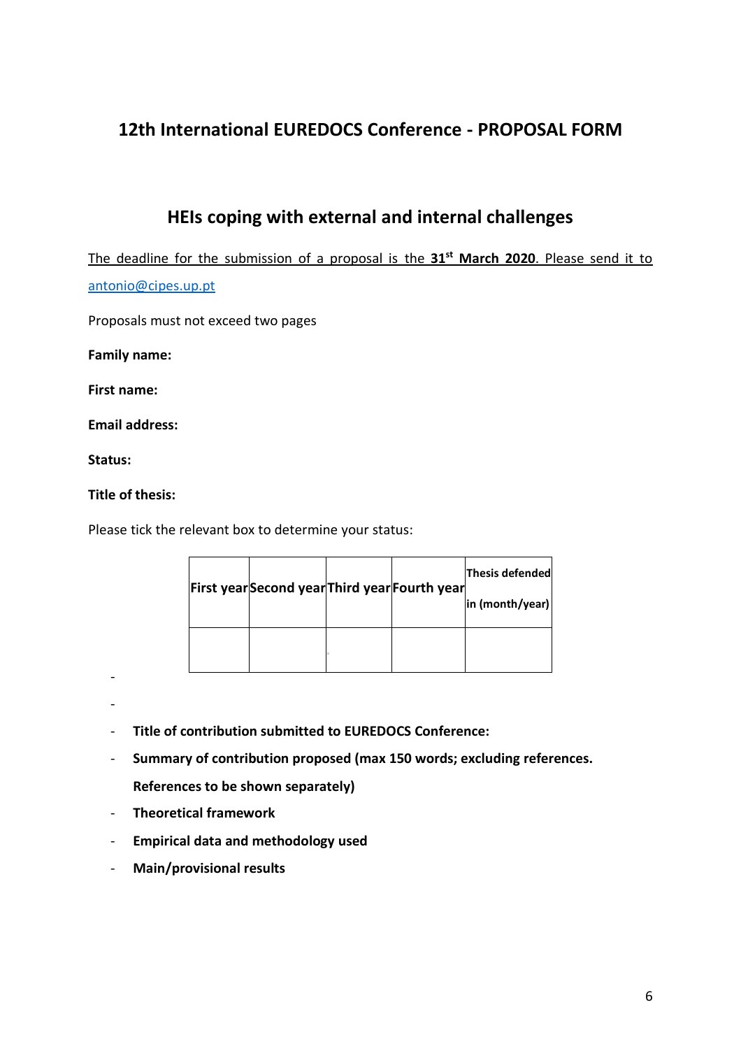## 12th International EUREDOCS Conference - PROPOSAL FORM

## HEIs coping with external and internal challenges

The deadline for the submission of a proposal is the **31st March 2020**. Please send it to antonio@cipes.up.pt

Proposals must not exceed two pages

**Family name:**

**First name:**

**Email address:**

**Status:**

**Title of thesis:**

Please tick the relevant box to determine your status:

| First year | Second year | Third year | Fourth year | Thesis defended in (month/year) |
|---|---|---|---|---|
| | | | | |

-
-
- **Title of contribution submitted to EUREDOCS Conference:**
- **Summary of contribution proposed (max 150 words; excluding references. References to be shown separately)**
- **Theoretical framework**
- **Empirical data and methodology used**
- **Main/provisional results**